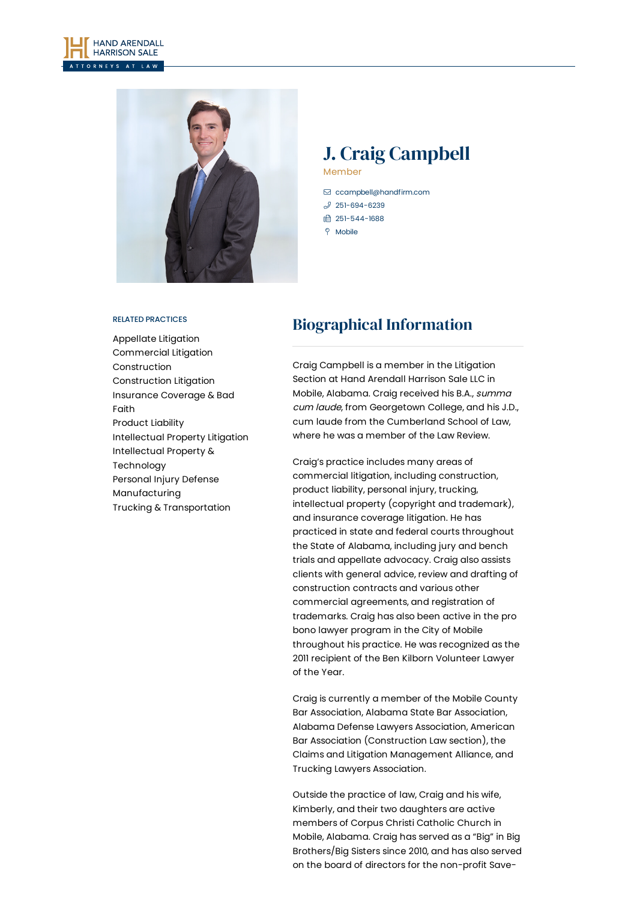# J. Craig Campbell

Member

ccampbell@handfirm.com
251-694-6239
251-544-1688
Mobile

RELATED PRACTICES

- Appellate Litigation
- Commercial Litigation
- Construction
- Construction Litigation
- Insurance Coverage & Bad Faith
- Product Liability
- Intellectual Property Litigation
- Intellectual Property & Technology
- Personal Injury Defense
- Manufacturing
- Trucking & Transportation

## Biographical Information

Craig Campbell is a member in the Litigation Section at Hand Arendall Harrison Sale LLC in Mobile, Alabama. Craig received his B.A., *summa cum laude*, from Georgetown College, and his J.D., cum laude from the Cumberland School of Law, where he was a member of the Law Review.

Craig's practice includes many areas of commercial litigation, including construction, product liability, personal injury, trucking, intellectual property (copyright and trademark), and insurance coverage litigation. He has practiced in state and federal courts throughout the State of Alabama, including jury and bench trials and appellate advocacy. Craig also assists clients with general advice, review and drafting of construction contracts and various other commercial agreements, and registration of trademarks. Craig has also been active in the pro bono lawyer program in the City of Mobile throughout his practice. He was recognized as the 2011 recipient of the Ben Kilborn Volunteer Lawyer of the Year.

Craig is currently a member of the Mobile County Bar Association, Alabama State Bar Association, Alabama Defense Lawyers Association, American Bar Association (Construction Law section), the Claims and Litigation Management Alliance, and Trucking Lawyers Association.

Outside the practice of law, Craig and his wife, Kimberly, and their two daughters are active members of Corpus Christi Catholic Church in Mobile, Alabama. Craig has served as a "Big" in Big Brothers/Big Sisters since 2010, and has also served on the board of directors for the non-profit Save-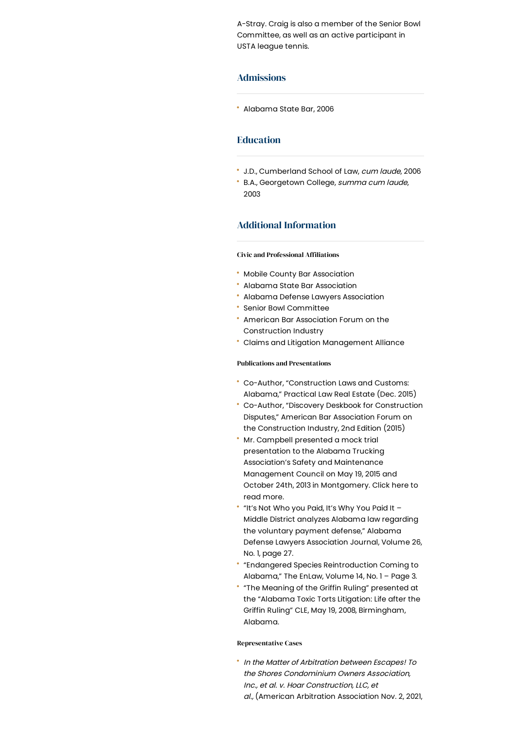A-Stray. Craig is also a member of the Senior Bowl Committee, as well as an active participant in USTA league tennis.

## Admissions

- Alabama State Bar, 2006

## Education

- J.D., Cumberland School of Law, *cum laude*, 2006
- B.A., Georgetown College, *summa cum laude*, 2003

## Additional Information

#### Civic and Professional Affiliations

- Mobile County Bar Association
- Alabama State Bar Association
- Alabama Defense Lawyers Association
- Senior Bowl Committee
- American Bar Association Forum on the Construction Industry
- Claims and Litigation Management Alliance

#### Publications and Presentations

- Co-Author, "Construction Laws and Customs: Alabama," Practical Law Real Estate (Dec. 2015)
- Co-Author, "Discovery Deskbook for Construction Disputes," American Bar Association Forum on the Construction Industry, 2nd Edition (2015)
- Mr. Campbell presented a mock trial presentation to the Alabama Trucking Association's Safety and Maintenance Management Council on May 19, 2015 and October 24th, 2013 in Montgomery. Click here to read more.
- "It's Not Who you Paid, It's Why You Paid It – Middle District analyzes Alabama law regarding the voluntary payment defense," Alabama Defense Lawyers Association Journal, Volume 26, No. 1, page 27.
- "Endangered Species Reintroduction Coming to Alabama," The EnLaw, Volume 14, No. 1 – Page 3.
- "The Meaning of the Griffin Ruling" presented at the "Alabama Toxic Torts Litigation: Life after the Griffin Ruling" CLE, May 19, 2008, Birmingham, Alabama.

#### Representative Cases

- *In the Matter of Arbitration between Escapes! To the Shores Condominium Owners Association, Inc., et al. v. Hoar Construction, LLC, et al.,* (American Arbitration Association Nov. 2, 2021,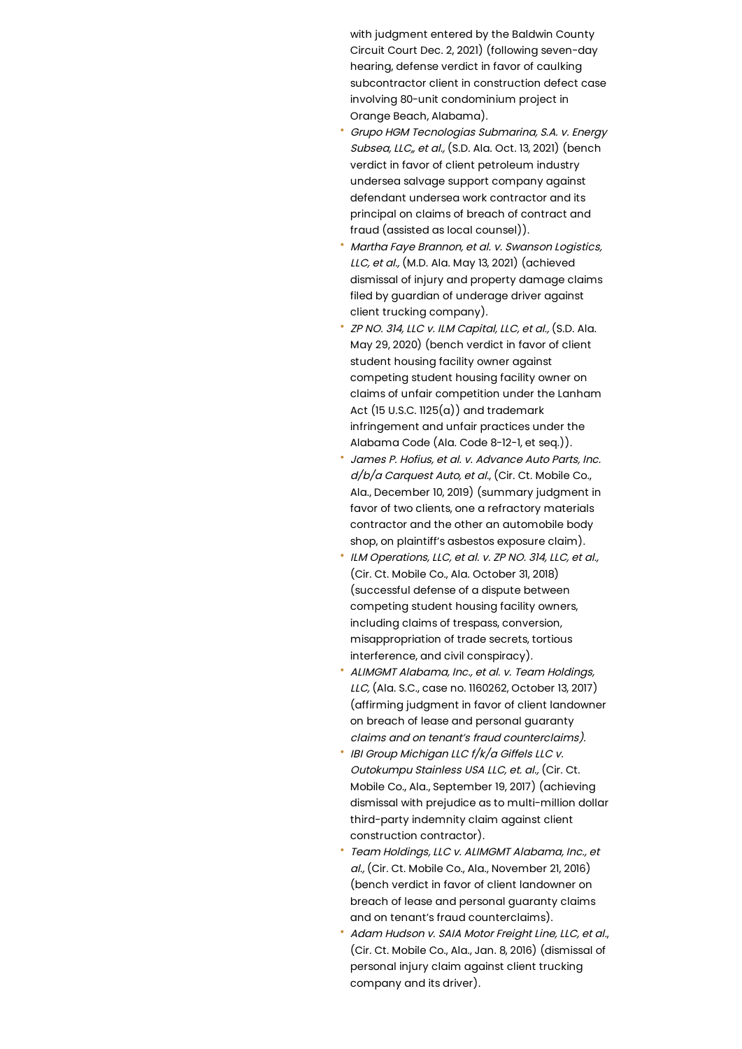with judgment entered by the Baldwin County Circuit Court Dec. 2, 2021) (following seven-day hearing, defense verdict in favor of caulking subcontractor client in construction defect case involving 80-unit condominium project in Orange Beach, Alabama).

- *Grupo HGM Tecnologias Submarina, S.A. v. Energy Subsea, LLC,, et al.,* (S.D. Ala. Oct. 13, 2021) (bench verdict in favor of client petroleum industry undersea salvage support company against defendant undersea work contractor and its principal on claims of breach of contract and fraud (assisted as local counsel)).
- *Martha Faye Brannon, et al. v. Swanson Logistics, LLC, et al.,* (M.D. Ala. May 13, 2021) (achieved dismissal of injury and property damage claims filed by guardian of underage driver against client trucking company).
- *ZP NO. 314, LLC v. ILM Capital, LLC, et al.,* (S.D. Ala. May 29, 2020) (bench verdict in favor of client student housing facility owner against competing student housing facility owner on claims of unfair competition under the Lanham Act (15 U.S.C. 1125(a)) and trademark infringement and unfair practices under the Alabama Code (Ala. Code 8-12-1, et seq.)).
- *James P. Hofius, et al. v. Advance Auto Parts, Inc. d/b/a Carquest Auto, et al.,* (Cir. Ct. Mobile Co., Ala., December 10, 2019) (summary judgment in favor of two clients, one a refractory materials contractor and the other an automobile body shop, on plaintiff's asbestos exposure claim).
- *ILM Operations, LLC, et al. v. ZP NO. 314, LLC, et al.,* (Cir. Ct. Mobile Co., Ala. October 31, 2018) (successful defense of a dispute between competing student housing facility owners, including claims of trespass, conversion, misappropriation of trade secrets, tortious interference, and civil conspiracy).
- *ALIMGMT Alabama, Inc., et al. v. Team Holdings, LLC,* (Ala. S.C., case no. 1160262, October 13, 2017) (affirming judgment in favor of client landowner on breach of lease and personal guaranty *claims and on tenant's fraud counterclaims).*
- *IBI Group Michigan LLC f/k/a Giffels LLC v. Outokumpu Stainless USA LLC, et. al.,* (Cir. Ct. Mobile Co., Ala., September 19, 2017) (achieving dismissal with prejudice as to multi-million dollar third-party indemnity claim against client construction contractor).
- *Team Holdings, LLC v. ALIMGMT Alabama, Inc., et al.,* (Cir. Ct. Mobile Co., Ala., November 21, 2016) (bench verdict in favor of client landowner on breach of lease and personal guaranty claims and on tenant's fraud counterclaims).
- *Adam Hudson v. SAIA Motor Freight Line, LLC, et al.,* (Cir. Ct. Mobile Co., Ala., Jan. 8, 2016) (dismissal of personal injury claim against client trucking company and its driver).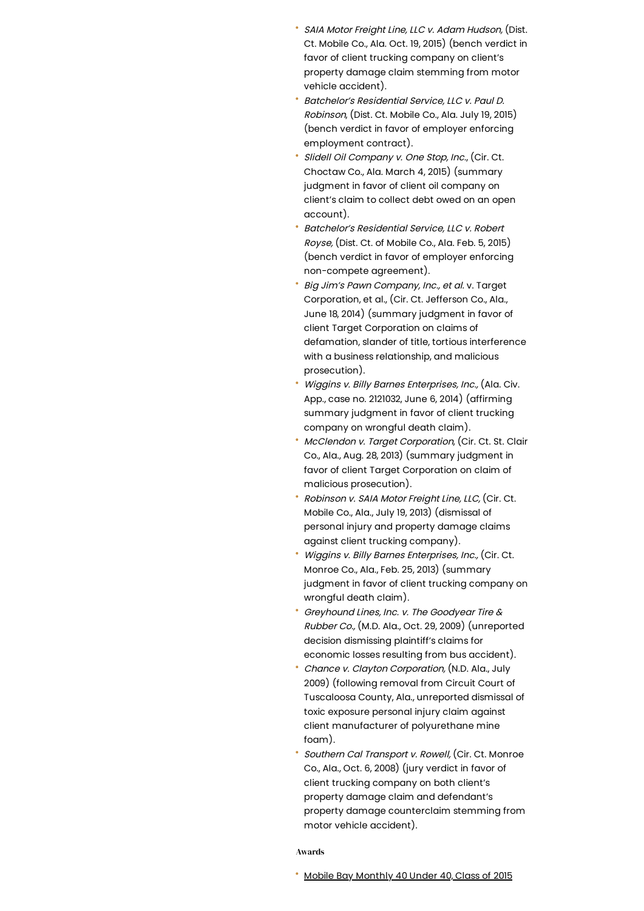- *SAIA Motor Freight Line, LLC v. Adam Hudson,* (Dist. Ct. Mobile Co., Ala. Oct. 19, 2015) (bench verdict in favor of client trucking company on client's property damage claim stemming from motor vehicle accident).
- *Batchelor's Residential Service, LLC v. Paul D. Robinson*, (Dist. Ct. Mobile Co., Ala. July 19, 2015) (bench verdict in favor of employer enforcing employment contract).
- *Slidell Oil Company v. One Stop, Inc.*, (Cir. Ct. Choctaw Co., Ala. March 4, 2015) (summary judgment in favor of client oil company on client's claim to collect debt owed on an open account).
- *Batchelor's Residential Service, LLC v. Robert Royse,* (Dist. Ct. of Mobile Co., Ala. Feb. 5, 2015) (bench verdict in favor of employer enforcing non-compete agreement).
- *Big Jim's Pawn Company, Inc., et al.* v. Target Corporation, et al., (Cir. Ct. Jefferson Co., Ala., June 18, 2014) (summary judgment in favor of client Target Corporation on claims of defamation, slander of title, tortious interference with a business relationship, and malicious prosecution).
- *Wiggins v. Billy Barnes Enterprises, Inc.,* (Ala. Civ. App., case no. 2121032, June 6, 2014) (affirming summary judgment in favor of client trucking company on wrongful death claim).
- *McClendon v. Target Corporation*, (Cir. Ct. St. Clair Co., Ala., Aug. 28, 2013) (summary judgment in favor of client Target Corporation on claim of malicious prosecution).
- *Robinson v. SAIA Motor Freight Line, LLC,* (Cir. Ct. Mobile Co., Ala., July 19, 2013) (dismissal of personal injury and property damage claims against client trucking company).
- *Wiggins v. Billy Barnes Enterprises, Inc.,* (Cir. Ct. Monroe Co., Ala., Feb. 25, 2013) (summary judgment in favor of client trucking company on wrongful death claim).
- *Greyhound Lines, Inc. v. The Goodyear Tire & Rubber Co.,* (M.D. Ala., Oct. 29, 2009) (unreported decision dismissing plaintiff's claims for economic losses resulting from bus accident).
- *Chance v. Clayton Corporation,* (N.D. Ala., July 2009) (following removal from Circuit Court of Tuscaloosa County, Ala., unreported dismissal of toxic exposure personal injury claim against client manufacturer of polyurethane mine foam).
- *Southern Cal Transport v. Rowell,* (Cir. Ct. Monroe Co., Ala., Oct. 6, 2008) (jury verdict in favor of client trucking company on both client's property damage claim and defendant's property damage counterclaim stemming from motor vehicle accident).

### Awards

- Mobile Bay Monthly 40 Under 40, Class of 2015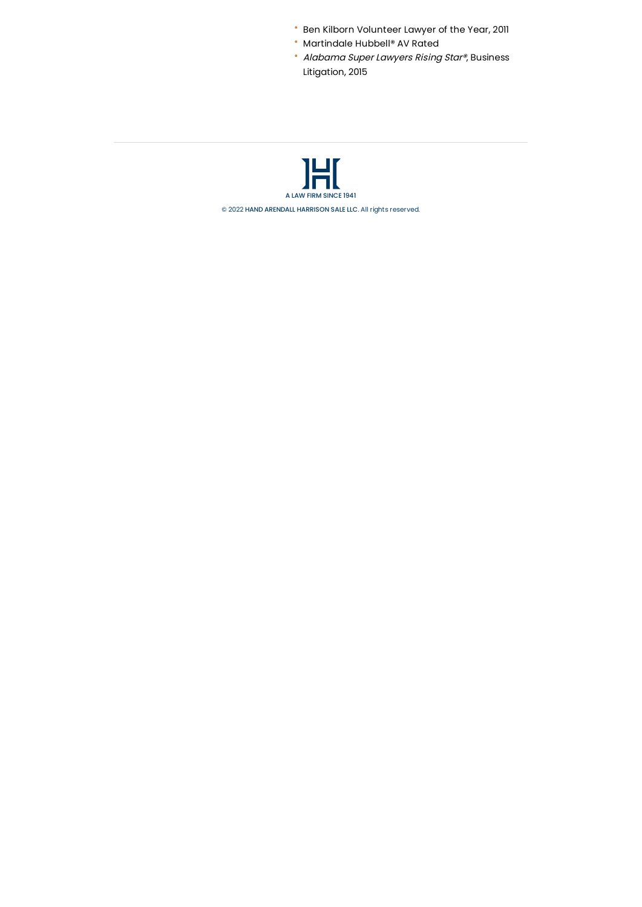- Ben Kilborn Volunteer Lawyer of the Year, 2011
- Martindale Hubbell® AV Rated
- *Alabama Super Lawyers Rising Star®*, Business Litigation, 2015

A LAW FIRM SINCE 1941

© 2022 HAND ARENDALL HARRISON SALE LLC. All rights reserved.